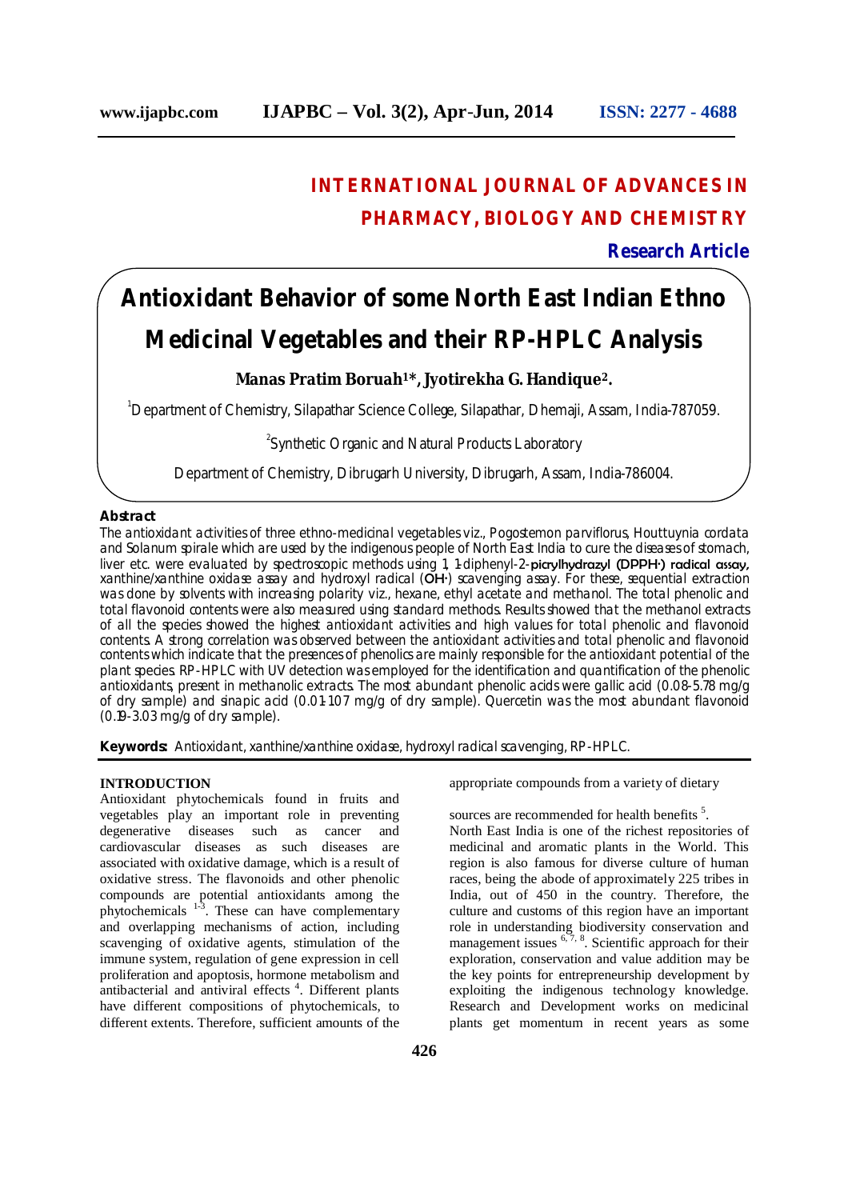# INTERNATIONAL JOURNAL OF ADVANCES IN PHARMACY, BIOLOGY AND CHEMISTRY

**Research Article**

# Antioxidant Behavior of some North East Indian Ethno Medicinal Vegetables and their RP-HPLC Analysis

**Manas Pratim Boruah[1]*, Jyotirekha G. Handique[2].**

[1]Department of Chemistry, Silapathar Science College, Silapathar, Dhemaji, Assam, India-787059.

[2]Synthetic Organic and Natural Products Laboratory

Department of Chemistry, Dibrugarh University, Dibrugarh, Assam, India-786004.

## Abstract

The antioxidant activities of three ethno-medicinal vegetables viz., *Pogostemon parviflorus*, *Houttuynia cordata* and *Solanum spirale* which are used by the indigenous people of North East India to cure the diseases of stomach, liver etc. were evaluated by spectroscopic methods using 1, 1-diphenyl-2-picrylhydrazyl (DPPH·) radical assay, xanthine/xanthine oxidase assay and hydroxyl radical (OH·) scavenging assay. For these, sequential extraction was done by solvents with increasing polarity viz., hexane, ethyl acetate and methanol. The total phenolic and total flavonoid contents were also measured using standard methods. Results showed that the methanol extracts of all the species showed the highest antioxidant activities and high values for total phenolic and flavonoid contents. A strong correlation was observed between the antioxidant activities and total phenolic and flavonoid contents which indicate that the presences of phenolics are mainly responsible for the antioxidant potential of the plant species. RP-HPLC with UV detection was employed for the identification and quantification of the phenolic antioxidants, present in methanolic extracts. The most abundant phenolic acids were gallic acid (0.08-5.78 mg/g of dry sample) and sinapic acid (0.01-1.07 mg/g of dry sample). Quercetin was the most abundant flavonoid (0.19-3.03 mg/g of dry sample).

**Keywords:** Antioxidant, xanthine/xanthine oxidase, hydroxyl radical scavenging, RP-HPLC.

## INTRODUCTION

Antioxidant phytochemicals found in fruits and vegetables play an important role in preventing degenerative diseases such as cancer and cardiovascular diseases as such diseases are associated with oxidative damage, which is a result of oxidative stress. The flavonoids and other phenolic compounds are potential antioxidants among the phytochemicals [1-3]. These can have complementary and overlapping mechanisms of action, including scavenging of oxidative agents, stimulation of the immune system, regulation of gene expression in cell proliferation and apoptosis, hormone metabolism and antibacterial and antiviral effects [4]. Different plants have different compositions of phytochemicals, to different extents. Therefore, sufficient amounts of the appropriate compounds from a variety of dietary sources are recommended for health benefits [5].

North East India is one of the richest repositories of medicinal and aromatic plants in the World. This region is also famous for diverse culture of human races, being the abode of approximately 225 tribes in India, out of 450 in the country. Therefore, the culture and customs of this region have an important role in understanding biodiversity conservation and management issues [6, 7, 8]. Scientific approach for their exploration, conservation and value addition may be the key points for entrepreneurship development by exploiting the indigenous technology knowledge. Research and Development works on medicinal plants get momentum in recent years as some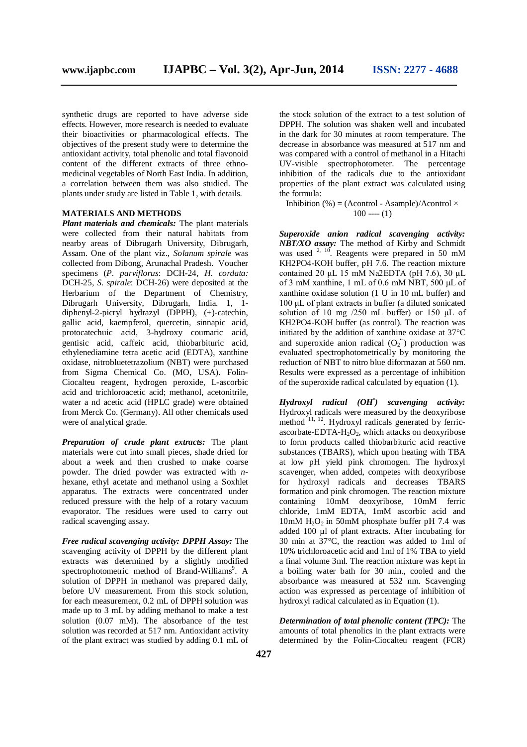synthetic drugs are reported to have adverse side effects. However, more research is needed to evaluate their bioactivities or pharmacological effects. The objectives of the present study were to determine the antioxidant activity, total phenolic and total flavonoid content of the different extracts of three ethno-medicinal vegetables of North East India. In addition, a correlation between them was also studied. The plants under study are listed in Table 1, with details.

## MATERIALS AND METHODS

***Plant materials and chemicals:*** The plant materials were collected from their natural habitats from nearby areas of Dibrugarh University, Dibrugarh, Assam. One of the plant viz., *Solanum spirale* was collected from Dibong, Arunachal Pradesh. Voucher specimens (*P. parviflorus*: DCH-24, *H. cordata:* DCH-25, *S. spirale*: DCH-26) were deposited at the Herbarium of the Department of Chemistry, Dibrugarh University, Dibrugarh, India. 1, 1-diphenyl-2-picryl hydrazyl (DPPH), (+)-catechin, gallic acid, kaempferol, quercetin, sinnapic acid, protocatechuic acid, 3-hydroxy coumaric acid, gentisic acid, caffeic acid, thiobarbituric acid, ethylenediamine tetra acetic acid (EDTA), xanthine oxidase, nitrobluetetrazolium (NBT) were purchased from Sigma Chemical Co. (MO, USA). Folin-Ciocalteu reagent, hydrogen peroxide, L-ascorbic acid and trichloroacetic acid; methanol, acetonitrile, water a nd acetic acid (HPLC grade) were obtained from Merck Co. (Germany). All other chemicals used were of analytical grade.

***Preparation of crude plant extracts:*** The plant materials were cut into small pieces, shade dried for about a week and then crushed to make coarse powder. The dried powder was extracted with *n*-hexane, ethyl acetate and methanol using a Soxhlet apparatus. The extracts were concentrated under reduced pressure with the help of a rotary vacuum evaporator. The residues were used to carry out radical scavenging assay.

***Free radical scavenging activity: DPPH Assay:*** The scavenging activity of DPPH by the different plant extracts was determined by a slightly modified spectrophotometric method of Brand-Williams[9]. A solution of DPPH in methanol was prepared daily, before UV measurement. From this stock solution, for each measurement, 0.2 mL of DPPH solution was made up to 3 mL by adding methanol to make a test solution (0.07 mM). The absorbance of the test solution was recorded at 517 nm. Antioxidant activity of the plant extract was studied by adding 0.1 mL of the stock solution of the extract to a test solution of DPPH. The solution was shaken well and incubated in the dark for 30 minutes at room temperature. The decrease in absorbance was measured at 517 nm and was compared with a control of methanol in a Hitachi UV-visible spectrophotometer. The percentage inhibition of the radicals due to the antioxidant properties of the plant extract was calculated using the formula:

$$\text{Inhibition (\%)} = (A_{control} - A_{sample})/A_{control} \times 100 \quad \text{---- (1)}$$

***Superoxide anion radical scavenging activity: NBT/XO assay:*** The method of Kirby and Schmidt was used [2, 10]. Reagents were prepared in 50 mM $KH_2PO_4$-KOH buffer, pH 7.6. The reaction mixture contained 20 µL 15 mM $Na_2EDTA$ (pH 7.6), 30 µL of 3 mM xanthine, 1 mL of 0.6 mM NBT, 500 µL of xanthine oxidase solution (1 U in 10 mL buffer) and 100 µL of plant extracts in buffer (a diluted sonicated solution of 10 mg /250 mL buffer) or 150 µL of $KH_2PO_4$-KOH buffer (as control). The reaction was initiated by the addition of xanthine oxidase at 37°C and superoxide anion radical ($O_2^{\bullet-}$) production was evaluated spectrophotometrically by monitoring the reduction of NBT to nitro blue diformazan at 560 nm. Results were expressed as a percentage of inhibition of the superoxide radical calculated by equation (1).

***Hydroxyl radical ($OH^{\bullet}$) scavenging activity:*** Hydroxyl radicals were measured by the deoxyribose method [11, 12]. Hydroxyl radicals generated by ferric-ascorbate-EDTA-$H_2O_2$, which attacks on deoxyribose to form products called thiobarbituric acid reactive substances (TBARS), which upon heating with TBA at low pH yield pink chromogen. The hydroxyl scavenger, when added, competes with deoxyribose for hydroxyl radicals and decreases TBARS formation and pink chromogen. The reaction mixture containing 10mM deoxyribose, 10mM ferric chloride, 1mM EDTA, 1mM ascorbic acid and 10mM $H_2O_2$ in 50mM phosphate buffer pH 7.4 was added 100 µl of plant extracts. After incubating for 30 min at 37°C, the reaction was added to 1ml of 10% trichloroacetic acid and 1ml of 1% TBA to yield a final volume 3ml. The reaction mixture was kept in a boiling water bath for 30 min., cooled and the absorbance was measured at 532 nm. Scavenging action was expressed as percentage of inhibition of hydroxyl radical calculated as in Equation (1).

***Determination of total phenolic content (TPC):*** The amounts of total phenolics in the plant extracts were determined by the Folin-Ciocalteu reagent (FCR)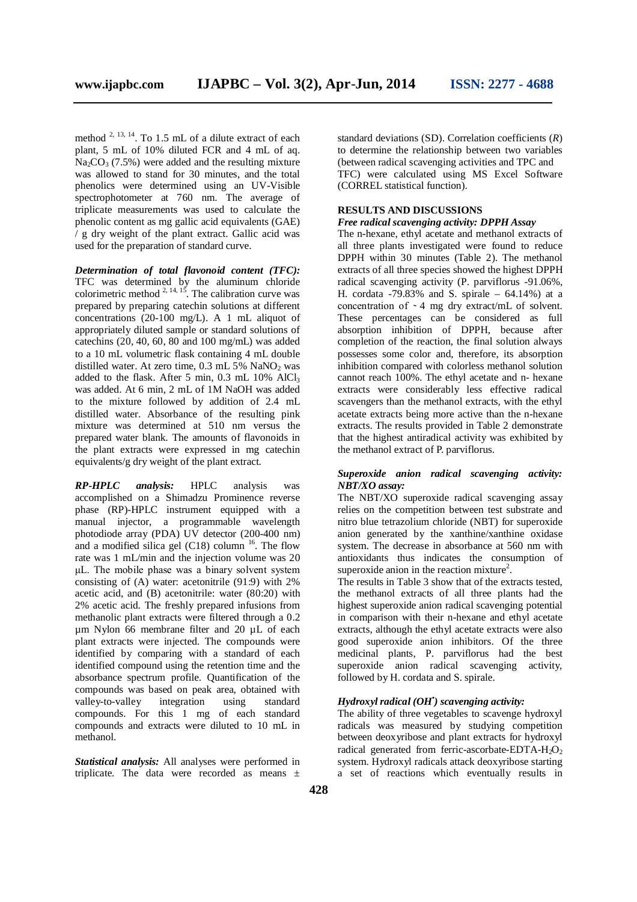method [2, 13, 14]. To 1.5 mL of a dilute extract of each plant, 5 mL of 10% diluted FCR and 4 mL of aq. $Na_2CO_3$ (7.5%) were added and the resulting mixture was allowed to stand for 30 minutes, and the total phenolics were determined using an UV-Visible spectrophotometer at 760 nm. The average of triplicate measurements was used to calculate the phenolic content as mg gallic acid equivalents (GAE) / g dry weight of the plant extract. Gallic acid was used for the preparation of standard curve.

***Determination of total flavonoid content (TFC):*** TFC was determined by the aluminum chloride colorimetric method [2, 14, 15]. The calibration curve was prepared by preparing catechin solutions at different concentrations (20-100 mg/L). A 1 mL aliquot of appropriately diluted sample or standard solutions of catechins (20, 40, 60, 80 and 100 mg/mL) was added to a 10 mL volumetric flask containing 4 mL double distilled water. At zero time, 0.3 mL 5% $NaNO_2$ was added to the flask. After 5 min, 0.3 mL 10% $AlCl_3$ was added. At 6 min, 2 mL of 1M NaOH was added to the mixture followed by addition of 2.4 mL distilled water. Absorbance of the resulting pink mixture was determined at 510 nm versus the prepared water blank. The amounts of flavonoids in the plant extracts were expressed in mg catechin equivalents/g dry weight of the plant extract.

***RP-HPLC analysis:*** HPLC analysis was accomplished on a Shimadzu Prominence reverse phase (RP)-HPLC instrument equipped with a manual injector, a programmable wavelength photodiode array (PDA) UV detector (200-400 nm) and a modified silica gel (C18) column [16]. The flow rate was 1 mL/min and the injection volume was 20 µL. The mobile phase was a binary solvent system consisting of (A) water: acetonitrile (91:9) with 2% acetic acid, and (B) acetonitrile: water (80:20) with 2% acetic acid. The freshly prepared infusions from methanolic plant extracts were filtered through a 0.2 µm Nylon 66 membrane filter and 20 µL of each plant extracts were injected. The compounds were identified by comparing with a standard of each identified compound using the retention time and the absorbance spectrum profile. Quantification of the compounds was based on peak area, obtained with valley-to-valley integration using standard compounds. For this 1 mg of each standard compounds and extracts were diluted to 10 mL in methanol.

***Statistical analysis:*** All analyses were performed in triplicate. The data were recorded as means ± standard deviations (SD). Correlation coefficients ($R$) to determine the relationship between two variables (between radical scavenging activities and TPC and TFC) were calculated using MS Excel Software (CORREL statistical function).

## RESULTS AND DISCUSSIONS

***Free radical scavenging activity: DPPH Assay***

The n-hexane, ethyl acetate and methanol extracts of all three plants investigated were found to reduce DPPH within 30 minutes (Table 2). The methanol extracts of all three species showed the highest DPPH radical scavenging activity (P. parviflorus -91.06%, H. cordata -79.83% and S. spirale – 64.14%) at a concentration of ~ 4 mg dry extract/mL of solvent. These percentages can be considered as full absorption inhibition of DPPH, because after completion of the reaction, the final solution always possesses some color and, therefore, its absorption inhibition compared with colorless methanol solution cannot reach 100%. The ethyl acetate and n- hexane extracts were considerably less effective radical scavengers than the methanol extracts, with the ethyl acetate extracts being more active than the n-hexane extracts. The results provided in Table 2 demonstrate that the highest antiradical activity was exhibited by the methanol extract of P. parviflorus.

***Superoxide anion radical scavenging activity: NBT/XO assay:***

The NBT/XO superoxide radical scavenging assay relies on the competition between test substrate and nitro blue tetrazolium chloride (NBT) for superoxide anion generated by the xanthine/xanthine oxidase system. The decrease in absorbance at 560 nm with antioxidants thus indicates the consumption of superoxide anion in the reaction mixture[2].

The results in Table 3 show that of the extracts tested, the methanol extracts of all three plants had the highest superoxide anion radical scavenging potential in comparison with their n-hexane and ethyl acetate extracts, although the ethyl acetate extracts were also good superoxide anion inhibitors. Of the three medicinal plants, P. parviflorus had the best superoxide anion radical scavenging activity, followed by H. cordata and S. spirale.

***Hydroxyl radical ($OH^{\bullet}$) scavenging activity:***

The ability of three vegetables to scavenge hydroxyl radicals was measured by studying competition between deoxyribose and plant extracts for hydroxyl radical generated from ferric-ascorbate-EDTA-$H_2O_2$ system. Hydroxyl radicals attack deoxyribose starting a set of reactions which eventually results in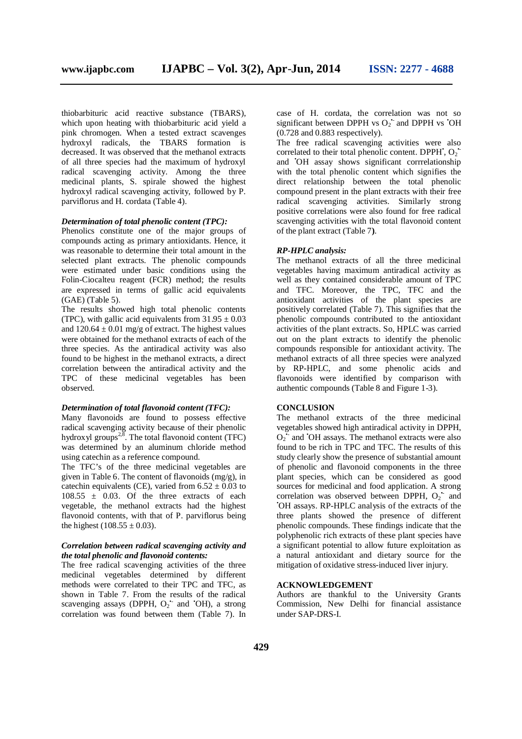thiobarbituric acid reactive substance (TBARS), which upon heating with thiobarbituric acid yield a pink chromogen. When a tested extract scavenges hydroxyl radicals, the TBARS formation is decreased. It was observed that the methanol extracts of all three species had the maximum of hydroxyl radical scavenging activity. Among the three medicinal plants, S. spirale showed the highest hydroxyl radical scavenging activity, followed by P. parviflorus and H. cordata (Table 4).

### *Determination of total phenolic content (TPC):*

Phenolics constitute one of the major groups of compounds acting as primary antioxidants. Hence, it was reasonable to determine their total amount in the selected plant extracts. The phenolic compounds were estimated under basic conditions using the Folin-Ciocalteu reagent (FCR) method; the results are expressed in terms of gallic acid equivalents (GAE) (Table 5).

The results showed high total phenolic contents (TPC), with gallic acid equivalents from $31.95 \pm 0.03$ and $120.64 \pm 0.01$ mg/g of extract. The highest values were obtained for the methanol extracts of each of the three species. As the antiradical activity was also found to be highest in the methanol extracts, a direct correlation between the antiradical activity and the TPC of these medicinal vegetables has been observed.

### *Determination of total flavonoid content (TFC):*

Many flavonoids are found to possess effective radical scavenging activity because of their phenolic hydroxyl groups[2,8]. The total flavonoid content (TFC) was determined by an aluminum chloride method using catechin as a reference compound.

The TFC's of the three medicinal vegetables are given in Table 6. The content of flavonoids (mg/g), in catechin equivalents (CE), varied from $6.52 \pm 0.03$ to $108.55 \pm 0.03$. Of the three extracts of each vegetable, the methanol extracts had the highest flavonoid contents, with that of P. parviflorus being the highest ($108.55 \pm 0.03$).

### *Correlation between radical scavenging activity and the total phenolic and flavonoid contents:*

The free radical scavenging activities of the three medicinal vegetables determined by different methods were correlated to their TPC and TFC, as shown in Table 7. From the results of the radical scavenging assays (DPPH, $O_2^{\bullet-}$ and $^{\bullet}OH$), a strong correlation was found between them (Table 7). In case of H. cordata, the correlation was not so significant between DPPH vs $O_2^{\bullet-}$ and DPPH vs $^{\bullet}OH$ (0.728 and 0.883 respectively).

The free radical scavenging activities were also correlated to their total phenolic content. $DPPH^{\bullet}$, $O_2^{\bullet-}$ and $^{\bullet}OH$ assay shows significant corrrelationship with the total phenolic content which signifies the direct relationship between the total phenolic compound present in the plant extracts with their free radical scavenging activities. Similarly strong positive correlations were also found for free radical scavenging activities with the total flavonoid content of the plant extract (Table 7**)**.

### *RP-HPLC analysis:*

The methanol extracts of all the three medicinal vegetables having maximum antiradical activity as well as they contained considerable amount of TPC and TFC. Moreover, the TPC, TFC and the antioxidant activities of the plant species are positively correlated (Table 7). This signifies that the phenolic compounds contributed to the antioxidant activities of the plant extracts. So, HPLC was carried out on the plant extracts to identify the phenolic compounds responsible for antioxidant activity. The methanol extracts of all three species were analyzed by RP-HPLC, and some phenolic acids and flavonoids were identified by comparison with authentic compounds (Table 8 and Figure 1-3).

## CONCLUSION

The methanol extracts of the three medicinal vegetables showed high antiradical activity in DPPH, $O_2^{\bullet-}$ and $^{\bullet}OH$ assays. The methanol extracts were also found to be rich in TPC and TFC. The results of this study clearly show the presence of substantial amount of phenolic and flavonoid components in the three plant species, which can be considered as good sources for medicinal and food application. A strong correlation was observed between DPPH, $O_2^{\bullet-}$ and $^{\bullet}OH$ assays. RP-HPLC analysis of the extracts of the three plants showed the presence of different phenolic compounds. These findings indicate that the polyphenolic rich extracts of these plant species have a significant potential to allow future exploitation as a natural antioxidant and dietary source for the mitigation of oxidative stress-induced liver injury.

## ACKNOWLEDGEMENT

Authors are thankful to the University Grants Commission, New Delhi for financial assistance under SAP-DRS-I.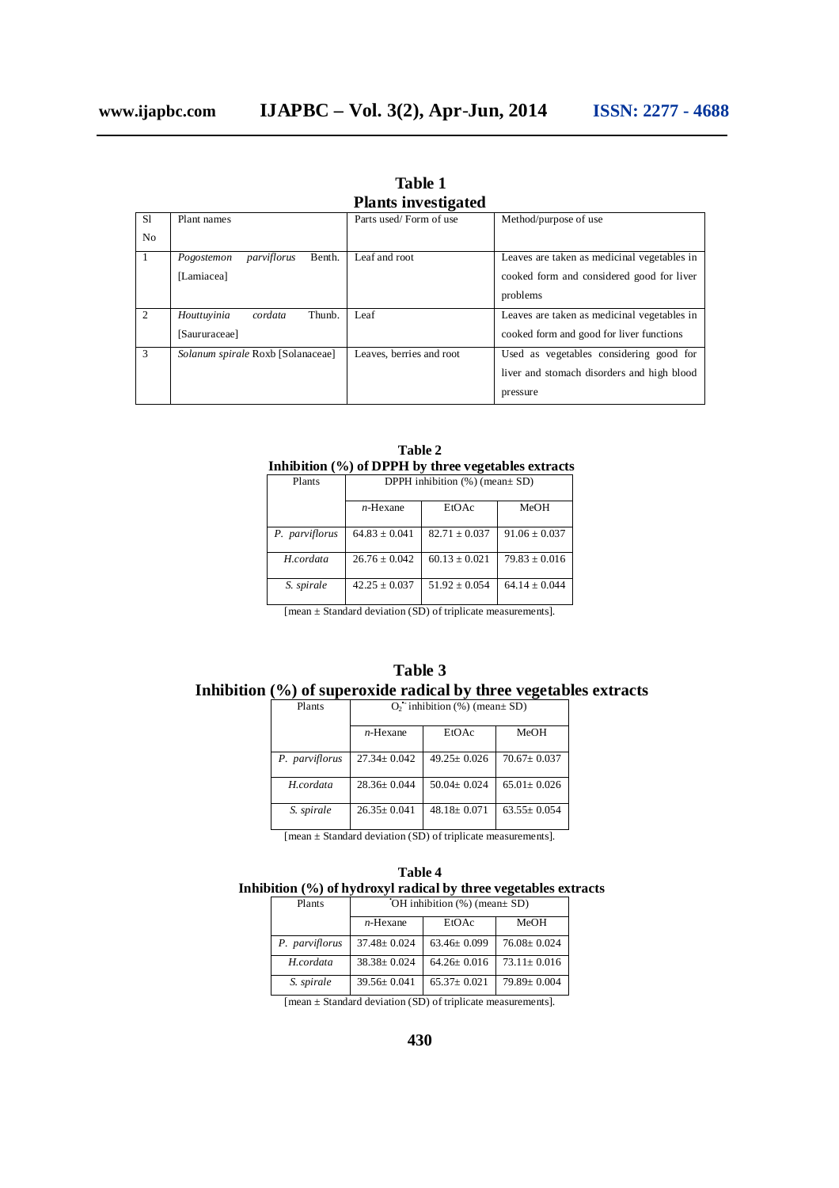**Table 1**
**Plants investigated**

| Sl No | Plant names | Parts used/ Form of use | Method/purpose of use |
|---|---|---|---|
| 1 | *Pogostemon parviflorus* Benth. [Lamiacea] | Leaf and root | Leaves are taken as medicinal vegetables in cooked form and considered good for liver problems |
| 2 | *Houttuyinia cordata* Thunb. [Saururaceae] | Leaf | Leaves are taken as medicinal vegetables in cooked form and good for liver functions |
| 3 | *Solanum spirale* Roxb [Solanaceae] | Leaves, berries and root | Used as vegetables considering good for liver and stomach disorders and high blood pressure |

**Table 2**
**Inhibition (%) of DPPH by three vegetables extracts**

| Plants | DPPH inhibition (%) (mean± SD) | | |
|---|---|---|---|
| | *n*-Hexane | EtOAc | MeOH |
| *P. parviflorus* | 64.83 ± 0.041 | 82.71 ± 0.037 | 91.06 ± 0.037 |
| *H.cordata* | 26.76 ± 0.042 | 60.13 ± 0.021 | 79.83 ± 0.016 |
| *S. spirale* | 42.25 ± 0.037 | 51.92 ± 0.054 | 64.14 ± 0.044 |

[mean ± Standard deviation (SD) of triplicate measurements].

**Table 3**
**Inhibition (%) of superoxide radical by three vegetables extracts**

| Plants | $O_2^{\bullet-}$ inhibition (%) (mean± SD) | | |
|---|---|---|---|
| | *n*-Hexane | EtOAc | MeOH |
| *P. parviflorus* | 27.34± 0.042 | 49.25± 0.026 | 70.67± 0.037 |
| *H.cordata* | 28.36± 0.044 | 50.04± 0.024 | 65.01± 0.026 |
| *S. spirale* | 26.35± 0.041 | 48.18± 0.071 | 63.55± 0.054 |

[mean ± Standard deviation (SD) of triplicate measurements].

**Table 4**
**Inhibition (%) of hydroxyl radical by three vegetables extracts**

| Plants | $^{\bullet}OH$ inhibition (%) (mean± SD) | | |
|---|---|---|---|
| | *n*-Hexane | EtOAc | MeOH |
| *P. parviflorus* | 37.48± 0.024 | 63.46± 0.099 | 76.08± 0.024 |
| *H.cordata* | 38.38± 0.024 | 64.26± 0.016 | 73.11± 0.016 |
| *S. spirale* | 39.56± 0.041 | 65.37± 0.021 | 79.89± 0.004 |

[mean ± Standard deviation (SD) of triplicate measurements].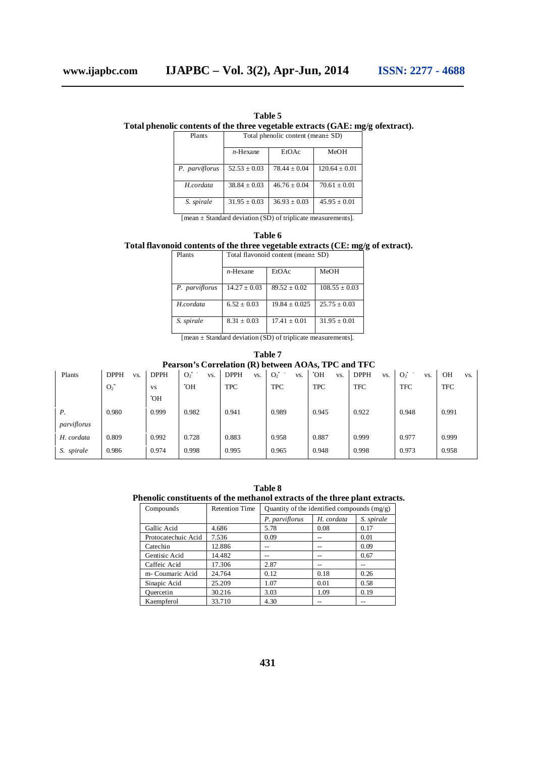**Table 5**
**Total phenolic contents of the three vegetable extracts (GAE: mg/g ofextract).**

| Plants | Total phenolic content (mean± SD) | | |
|---|---|---|---|
| | *n*-Hexane | EtOAc | MeOH |
| *P. parviflorus* | 52.53 ± 0.03 | 78.44 ± 0.04 | 120.64 ± 0.01 |
| *H.cordata* | 38.84 ± 0.03 | 46.76 ± 0.04 | 70.61 ± 0.01 |
| *S. spirale* | 31.95 ± 0.03 | 36.93 ± 0.03 | 45.95 ± 0.01 |

[mean ± Standard deviation (SD) of triplicate measurements].

**Table 6**
**Total flavonoid contents of the three vegetable extracts (CE: mg/g of extract).**

| Plants | Total flavonoid content (mean± SD) | | |
|---|---|---|---|
| | *n*-Hexane | EtOAc | MeOH |
| *P. parviflorus* | 14.27 ± 0.03 | 89.52 ± 0.02 | 108.55 ± 0.03 |
| *H.cordata* | 6.52 ± 0.03 | 19.84 ± 0.025 | 25.75 ± 0.03 |
| *S. spirale* | 8.31 ± 0.03 | 17.41 ± 0.01 | 31.95 ± 0.01 |

[mean ± Standard deviation (SD) of triplicate measurements].

**Table 7**
**Pearson's Correlation (R) between AOAs, TPC and TFC**

| Plants | DPPH vs. $O_2^{\bullet -}$ | DPPH vs $^{\bullet}OH$ | $O_2^{\bullet -}$ vs. $^{\bullet}OH$ | DPPH vs. TPC | $O_2^{\bullet -}$ vs. TPC | $^{\bullet}OH$ vs. TPC | DPPH vs. TFC | $O_2^{\bullet -}$ vs. TFC | $^{\bullet}OH$ vs. TFC |
|---|---|---|---|---|---|---|---|---|---|
| *P. parviflorus* | 0.980 | 0.999 | 0.982 | 0.941 | 0.989 | 0.945 | 0.922 | 0.948 | 0.991 |
| *H. cordata* | 0.809 | 0.992 | 0.728 | 0.883 | 0.958 | 0.887 | 0.999 | 0.977 | 0.999 |
| *S. spirale* | 0.986 | 0.974 | 0.998 | 0.995 | 0.965 | 0.948 | 0.998 | 0.973 | 0.958 |

**Table 8**
**Phenolic constituents of the methanol extracts of the three plant extracts.**

| Compounds | Retention Time | Quantity of the identified compounds (mg/g) | | |
|---|---|---|---|---|
| | | *P. parviflorus* | *H. cordata* | *S. spirale* |
| Gallic Acid | 4.686 | 5.78 | 0.08 | 0.17 |
| Protocatechuic Acid | 7.536 | 0.09 | -- | 0.01 |
| Catechin | 12.886 | -- | -- | 0.09 |
| Gentisic Acid | 14.482 | -- | -- | 0.67 |
| Caffeic Acid | 17.306 | 2.87 | -- | -- |
| m- Coumaric Acid | 24.764 | 0.12 | 0.18 | 0.26 |
| Sinapic Acid | 25.209 | 1.07 | 0.01 | 0.58 |
| Quercetin | 30.216 | 3.03 | 1.09 | 0.19 |
| Kaempferol | 33.710 | 4.30 | -- | -- |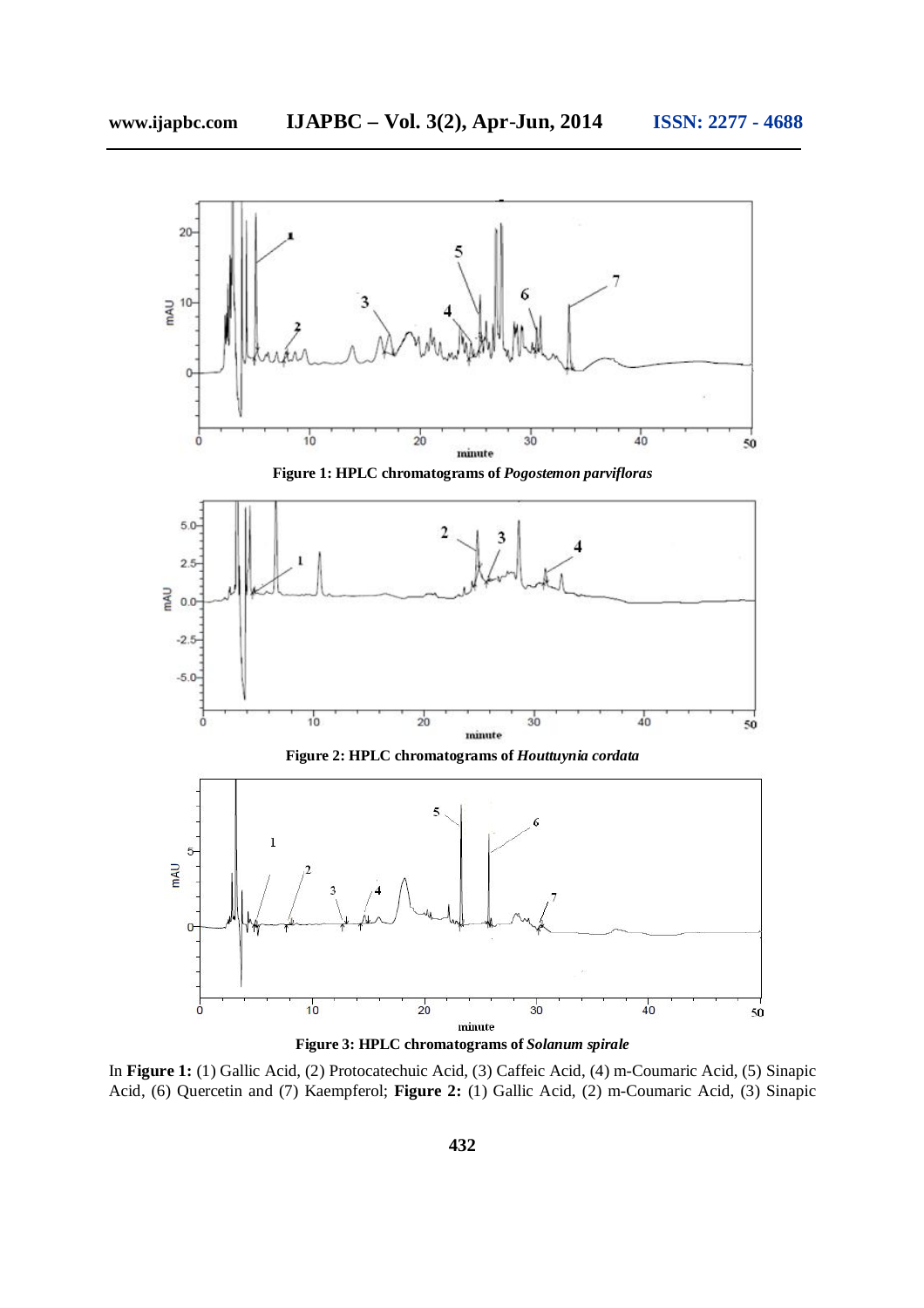**Figure 1: HPLC chromatograms of *Pogostemon parvifloras***

**Figure 2: HPLC chromatograms of *Houttuynia cordata***

**Figure 3: HPLC chromatograms of *Solanum spirale***

In **Figure 1:** (1) Gallic Acid, (2) Protocatechuic Acid, (3) Caffeic Acid, (4) m-Coumaric Acid, (5) Sinapic Acid, (6) Quercetin and (7) Kaempferol; **Figure 2:** (1) Gallic Acid, (2) m-Coumaric Acid, (3) Sinapic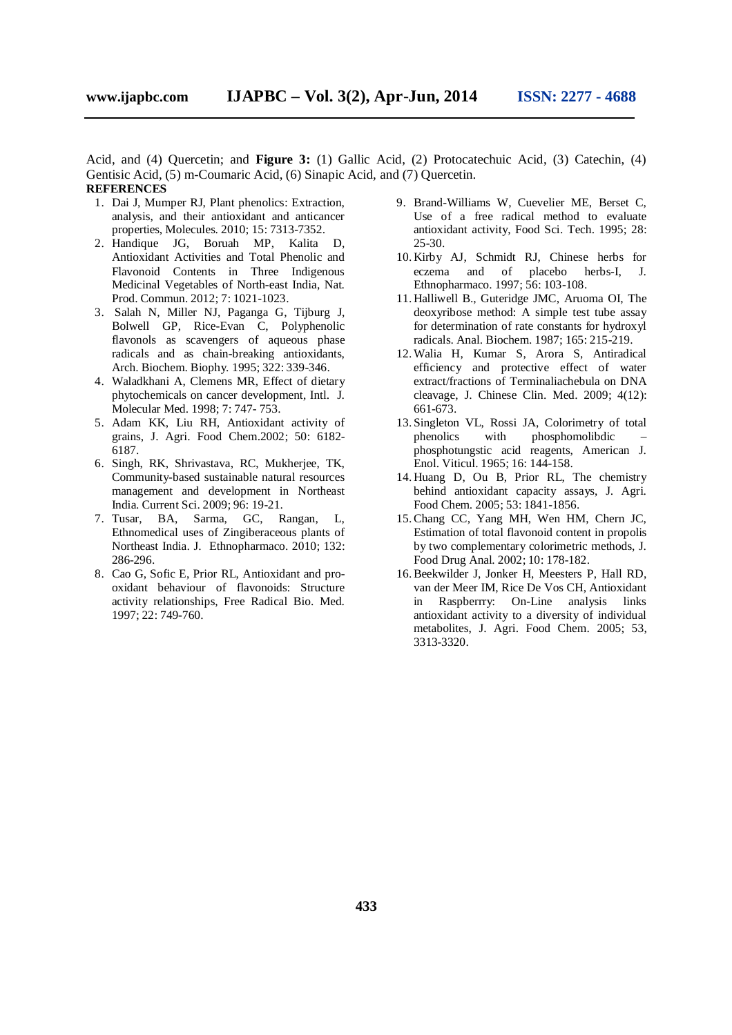Acid, and (4) Quercetin; and **Figure 3:** (1) Gallic Acid, (2) Protocatechuic Acid, (3) Catechin, (4) Gentisic Acid, (5) m-Coumaric Acid, (6) Sinapic Acid, and (7) Quercetin.

**REFERENCES**

1. Dai J, Mumper RJ, Plant phenolics: Extraction, analysis, and their antioxidant and anticancer properties, Molecules. 2010; 15: 7313-7352.
2. Handique JG, Boruah MP, Kalita D, Antioxidant Activities and Total Phenolic and Flavonoid Contents in Three Indigenous Medicinal Vegetables of North-east India, Nat. Prod. Commun. 2012; 7: 1021-1023.
3. Salah N, Miller NJ, Paganga G, Tijburg J, Bolwell GP, Rice-Evan C, Polyphenolic flavonols as scavengers of aqueous phase radicals and as chain-breaking antioxidants, Arch. Biochem. Biophy. 1995; 322: 339-346.
4. Waladkhani A, Clemens MR, Effect of dietary phytochemicals on cancer development, Intl. J. Molecular Med. 1998; 7: 747- 753.
5. Adam KK, Liu RH, Antioxidant activity of grains, J. Agri. Food Chem.2002; 50: 6182-6187.
6. Singh, RK, Shrivastava, RC, Mukherjee, TK, Community-based sustainable natural resources management and development in Northeast India. Current Sci. 2009; 96: 19-21.
7. Tusar, BA, Sarma, GC, Rangan, L, Ethnomedical uses of Zingiberaceous plants of Northeast India. J. Ethnopharmaco. 2010; 132: 286-296.
8. Cao G, Sofic E, Prior RL, Antioxidant and pro-oxidant behaviour of flavonoids: Structure activity relationships, Free Radical Bio. Med. 1997; 22: 749-760.
9. Brand-Williams W, Cuevelier ME, Berset C, Use of a free radical method to evaluate antioxidant activity, Food Sci. Tech. 1995; 28: 25-30.
10. Kirby AJ, Schmidt RJ, Chinese herbs for eczema and of placebo herbs-I, J. Ethnopharmaco. 1997; 56: 103-108.
11. Halliwell B., Guteridge JMC, Aruoma OI, The deoxyribose method: A simple test tube assay for determination of rate constants for hydroxyl radicals. Anal. Biochem. 1987; 165: 215-219.
12. Walia H, Kumar S, Arora S, Antiradical efficiency and protective effect of water extract/fractions of Terminaliachebula on DNA cleavage, J. Chinese Clin. Med. 2009; 4(12): 661-673.
13. Singleton VL, Rossi JA, Colorimetry of total phenolics with phosphomolibdic – phosphotungstic acid reagents, American J. Enol. Viticul. 1965; 16: 144-158.
14. Huang D, Ou B, Prior RL, The chemistry behind antioxidant capacity assays, J. Agri. Food Chem. 2005; 53: 1841-1856.
15. Chang CC, Yang MH, Wen HM, Chern JC, Estimation of total flavonoid content in propolis by two complementary colorimetric methods, J. Food Drug Anal. 2002; 10: 178-182.
16. Beekwilder J, Jonker H, Meesters P, Hall RD, van der Meer IM, Rice De Vos CH, Antioxidant in Raspberrry: On-Line analysis links antioxidant activity to a diversity of individual metabolites, J. Agri. Food Chem. 2005; 53, 3313-3320.